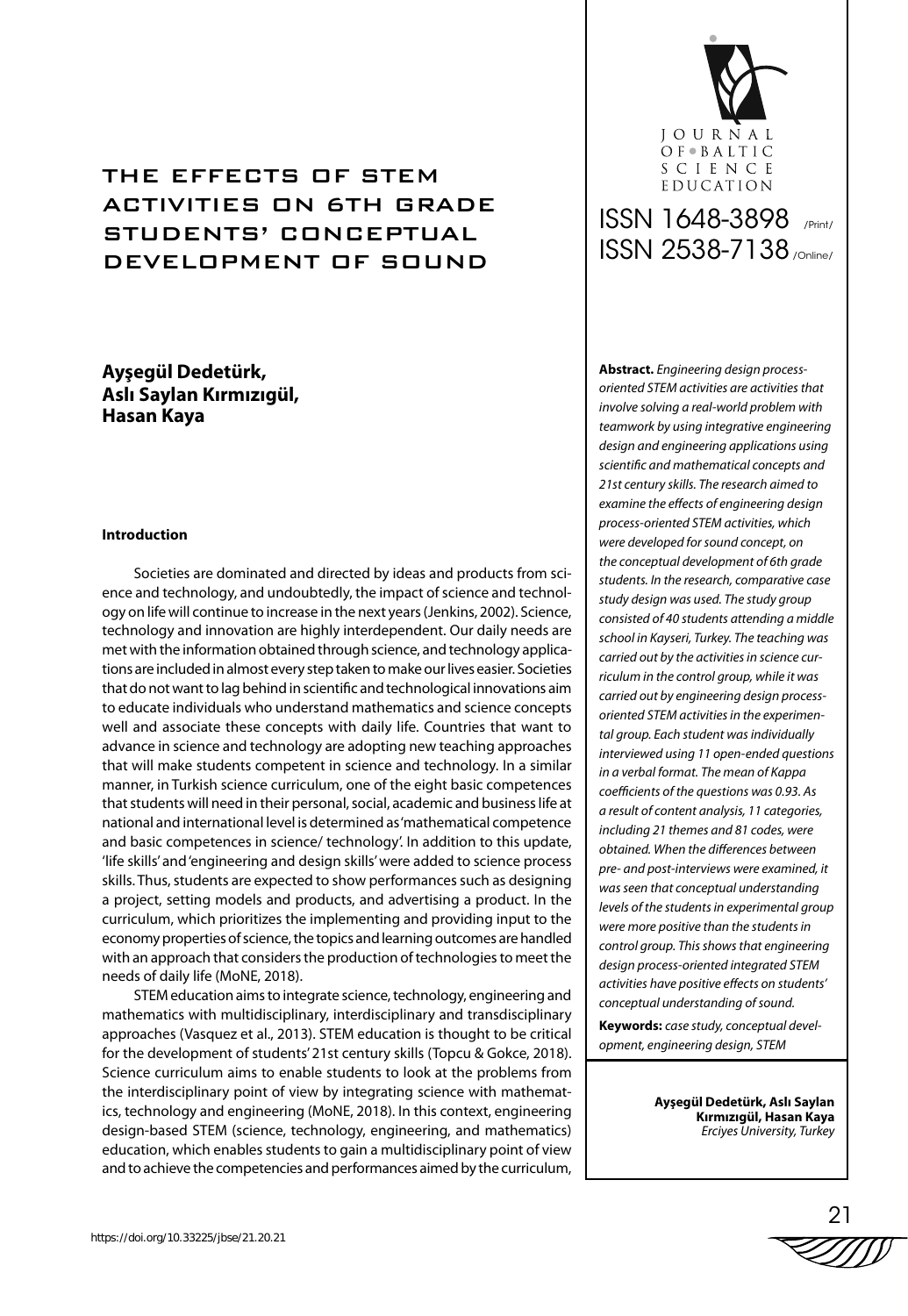# THE EFFECTS OF STEM ACTIVITIES ON 6TH GRADE STUDENTS' CONCEPTUAL DEVELOPMENT OF SOUND

ISSN 1648-3898 /Print/

ISSN 2538-7138 /Online/

**Ayşegül Dedetürk, Aslı Saylan Kırmızıgül, Hasan Kaya**

**Abstract.** *Engineering design process-oriented STEM activities are activities that involve solving a real-world problem with teamwork by using integrative engineering design and engineering applications using scientific and mathematical concepts and 21st century skills. The research aimed to examine the effects of engineering design process-oriented STEM activities, which were developed for sound concept, on the conceptual development of 6th grade students. In the research, comparative case study design was used. The study group consisted of 40 students attending a middle school in Kayseri, Turkey. The teaching was carried out by the activities in science curriculum in the control group, while it was carried out by engineering design process-oriented STEM activities in the experimental group. Each student was individually interviewed using 11 open-ended questions in a verbal format. The mean of Kappa coefficients of the questions was 0.93. As a result of content analysis, 11 categories, including 21 themes and 81 codes, were obtained. When the differences between pre- and post-interviews were examined, it was seen that conceptual understanding levels of the students in experimental group were more positive than the students in control group. This shows that engineering design process-oriented integrated STEM activities have positive effects on students' conceptual understanding of sound.*

**Keywords:** *case study, conceptual development, engineering design, STEM*

**Ayşegül Dedetürk, Aslı Saylan Kırmızıgül, Hasan Kaya**
*Erciyes University, Turkey*

## Introduction

Societies are dominated and directed by ideas and products from science and technology, and undoubtedly, the impact of science and technology on life will continue to increase in the next years (Jenkins, 2002). Science, technology and innovation are highly interdependent. Our daily needs are met with the information obtained through science, and technology applications are included in almost every step taken to make our lives easier. Societies that do not want to lag behind in scientific and technological innovations aim to educate individuals who understand mathematics and science concepts well and associate these concepts with daily life. Countries that want to advance in science and technology are adopting new teaching approaches that will make students competent in science and technology. In a similar manner, in Turkish science curriculum, one of the eight basic competences that students will need in their personal, social, academic and business life at national and international level is determined as 'mathematical competence and basic competences in science/ technology'. In addition to this update, 'life skills' and 'engineering and design skills' were added to science process skills. Thus, students are expected to show performances such as designing a project, setting models and products, and advertising a product. In the curriculum, which prioritizes the implementing and providing input to the economy properties of science, the topics and learning outcomes are handled with an approach that considers the production of technologies to meet the needs of daily life (MoNE, 2018).

STEM education aims to integrate science, technology, engineering and mathematics with multidisciplinary, interdisciplinary and transdisciplinary approaches (Vasquez et al., 2013). STEM education is thought to be critical for the development of students' 21st century skills (Topcu & Gokce, 2018). Science curriculum aims to enable students to look at the problems from the interdisciplinary point of view by integrating science with mathematics, technology and engineering (MoNE, 2018). In this context, engineering design-based STEM (science, technology, engineering, and mathematics) education, which enables students to gain a multidisciplinary point of view and to achieve the competencies and performances aimed by the curriculum,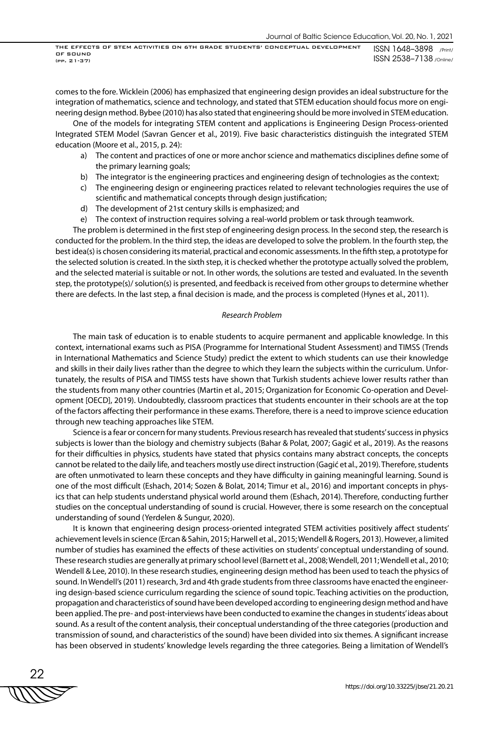comes to the fore. Wicklein (2006) has emphasized that engineering design provides an ideal substructure for the integration of mathematics, science and technology, and stated that STEM education should focus more on engineering design method. Bybee (2010) has also stated that engineering should be more involved in STEM education.

One of the models for integrating STEM content and applications is Engineering Design Process-oriented Integrated STEM Model (Savran Gencer et al., 2019). Five basic characteristics distinguish the integrated STEM education (Moore et al., 2015, p. 24):

a) The content and practices of one or more anchor science and mathematics disciplines define some of the primary learning goals;
b) The integrator is the engineering practices and engineering design of technologies as the context;
c) The engineering design or engineering practices related to relevant technologies requires the use of scientific and mathematical concepts through design justification;
d) The development of 21st century skills is emphasized; and
e) The context of instruction requires solving a real-world problem or task through teamwork.

The problem is determined in the first step of engineering design process. In the second step, the research is conducted for the problem. In the third step, the ideas are developed to solve the problem. In the fourth step, the best idea(s) is chosen considering its material, practical and economic assessments. In the fifth step, a prototype for the selected solution is created. In the sixth step, it is checked whether the prototype actually solved the problem, and the selected material is suitable or not. In other words, the solutions are tested and evaluated. In the seventh step, the prototype(s)/ solution(s) is presented, and feedback is received from other groups to determine whether there are defects. In the last step, a final decision is made, and the process is completed (Hynes et al., 2011).

### *Research Problem*

The main task of education is to enable students to acquire permanent and applicable knowledge. In this context, international exams such as PISA (Programme for International Student Assessment) and TIMSS (Trends in International Mathematics and Science Study) predict the extent to which students can use their knowledge and skills in their daily lives rather than the degree to which they learn the subjects within the curriculum. Unfortunately, the results of PISA and TIMSS tests have shown that Turkish students achieve lower results rather than the students from many other countries (Martin et al., 2015; Organization for Economic Co-operation and Development [OECD], 2019). Undoubtedly, classroom practices that students encounter in their schools are at the top of the factors affecting their performance in these exams. Therefore, there is a need to improve science education through new teaching approaches like STEM.

Science is a fear or concern for many students. Previous research has revealed that students' success in physics subjects is lower than the biology and chemistry subjects (Bahar & Polat, 2007; Gagić et al., 2019). As the reasons for their difficulties in physics, students have stated that physics contains many abstract concepts, the concepts cannot be related to the daily life, and teachers mostly use direct instruction (Gagić et al., 2019). Therefore, students are often unmotivated to learn these concepts and they have difficulty in gaining meaningful learning. Sound is one of the most difficult (Eshach, 2014; Sozen & Bolat, 2014; Timur et al., 2016) and important concepts in physics that can help students understand physical world around them (Eshach, 2014). Therefore, conducting further studies on the conceptual understanding of sound is crucial. However, there is some research on the conceptual understanding of sound (Yerdelen & Sungur, 2020).

It is known that engineering design process-oriented integrated STEM activities positively affect students' achievement levels in science (Ercan & Sahin, 2015; Harwell et al., 2015; Wendell & Rogers, 2013). However, a limited number of studies has examined the effects of these activities on students' conceptual understanding of sound. These research studies are generally at primary school level (Barnett et al., 2008; Wendell, 2011; Wendell et al., 2010; Wendell & Lee, 2010). In these research studies, engineering design method has been used to teach the physics of sound. In Wendell's (2011) research, 3rd and 4th grade students from three classrooms have enacted the engineering design-based science curriculum regarding the science of sound topic. Teaching activities on the production, propagation and characteristics of sound have been developed according to engineering design method and have been applied. The pre- and post-interviews have been conducted to examine the changes in students' ideas about sound. As a result of the content analysis, their conceptual understanding of the three categories (production and transmission of sound, and characteristics of the sound) have been divided into six themes. A significant increase has been observed in students' knowledge levels regarding the three categories. Being a limitation of Wendell's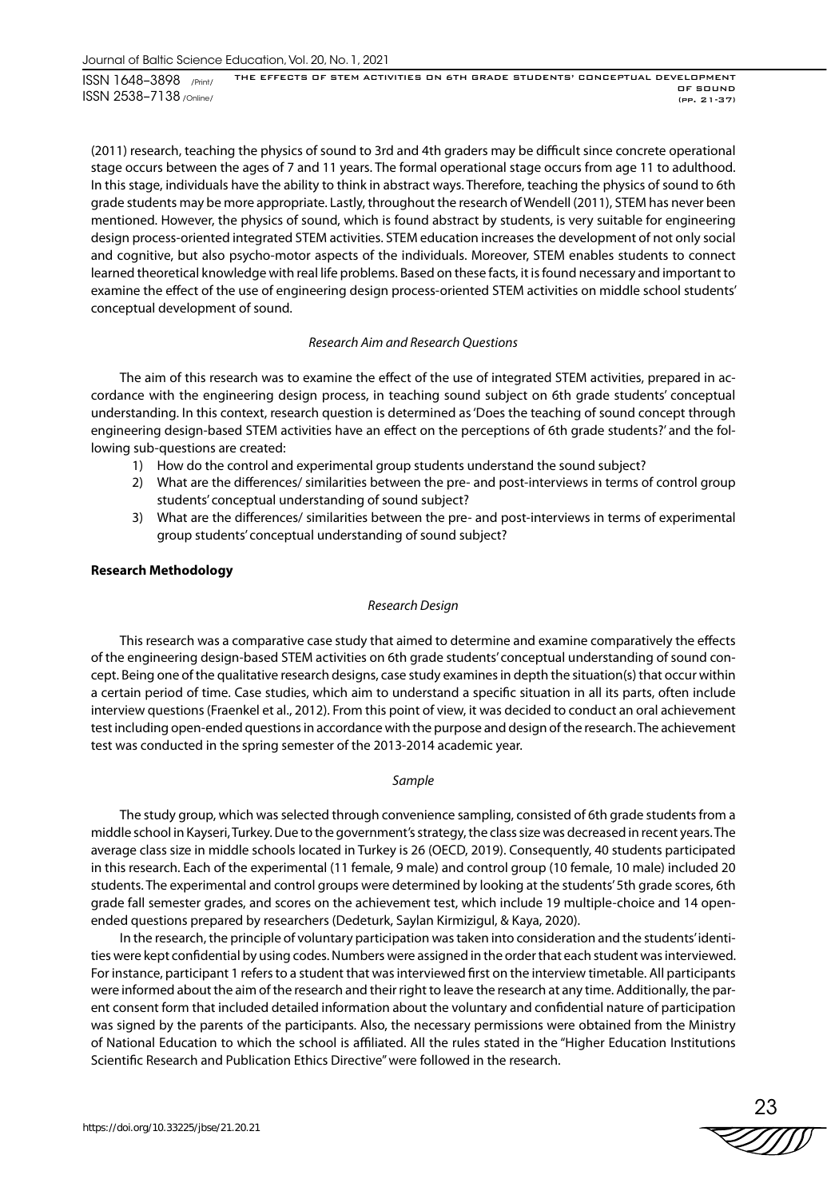(2011) research, teaching the physics of sound to 3rd and 4th graders may be difficult since concrete operational stage occurs between the ages of 7 and 11 years. The formal operational stage occurs from age 11 to adulthood. In this stage, individuals have the ability to think in abstract ways. Therefore, teaching the physics of sound to 6th grade students may be more appropriate. Lastly, throughout the research of Wendell (2011), STEM has never been mentioned. However, the physics of sound, which is found abstract by students, is very suitable for engineering design process-oriented integrated STEM activities. STEM education increases the development of not only social and cognitive, but also psycho-motor aspects of the individuals. Moreover, STEM enables students to connect learned theoretical knowledge with real life problems. Based on these facts, it is found necessary and important to examine the effect of the use of engineering design process-oriented STEM activities on middle school students' conceptual development of sound.

### *Research Aim and Research Questions*

The aim of this research was to examine the effect of the use of integrated STEM activities, prepared in accordance with the engineering design process, in teaching sound subject on 6th grade students' conceptual understanding. In this context, research question is determined as 'Does the teaching of sound concept through engineering design-based STEM activities have an effect on the perceptions of 6th grade students?' and the following sub-questions are created:

1) How do the control and experimental group students understand the sound subject?
2) What are the differences/ similarities between the pre- and post-interviews in terms of control group students' conceptual understanding of sound subject?
3) What are the differences/ similarities between the pre- and post-interviews in terms of experimental group students' conceptual understanding of sound subject?

## **Research Methodology**

### *Research Design*

This research was a comparative case study that aimed to determine and examine comparatively the effects of the engineering design-based STEM activities on 6th grade students' conceptual understanding of sound concept. Being one of the qualitative research designs, case study examines in depth the situation(s) that occur within a certain period of time. Case studies, which aim to understand a specific situation in all its parts, often include interview questions (Fraenkel et al., 2012). From this point of view, it was decided to conduct an oral achievement test including open-ended questions in accordance with the purpose and design of the research. The achievement test was conducted in the spring semester of the 2013-2014 academic year.

### *Sample*

The study group, which was selected through convenience sampling, consisted of 6th grade students from a middle school in Kayseri, Turkey. Due to the government's strategy, the class size was decreased in recent years. The average class size in middle schools located in Turkey is 26 (OECD, 2019). Consequently, 40 students participated in this research. Each of the experimental (11 female, 9 male) and control group (10 female, 10 male) included 20 students. The experimental and control groups were determined by looking at the students' 5th grade scores, 6th grade fall semester grades, and scores on the achievement test, which include 19 multiple-choice and 14 open-ended questions prepared by researchers (Dedeturk, Saylan Kirmizigul, & Kaya, 2020).

In the research, the principle of voluntary participation was taken into consideration and the students' identities were kept confidential by using codes. Numbers were assigned in the order that each student was interviewed. For instance, participant 1 refers to a student that was interviewed first on the interview timetable. All participants were informed about the aim of the research and their right to leave the research at any time. Additionally, the parent consent form that included detailed information about the voluntary and confidential nature of participation was signed by the parents of the participants. Also, the necessary permissions were obtained from the Ministry of National Education to which the school is affiliated. All the rules stated in the "Higher Education Institutions Scientific Research and Publication Ethics Directive" were followed in the research.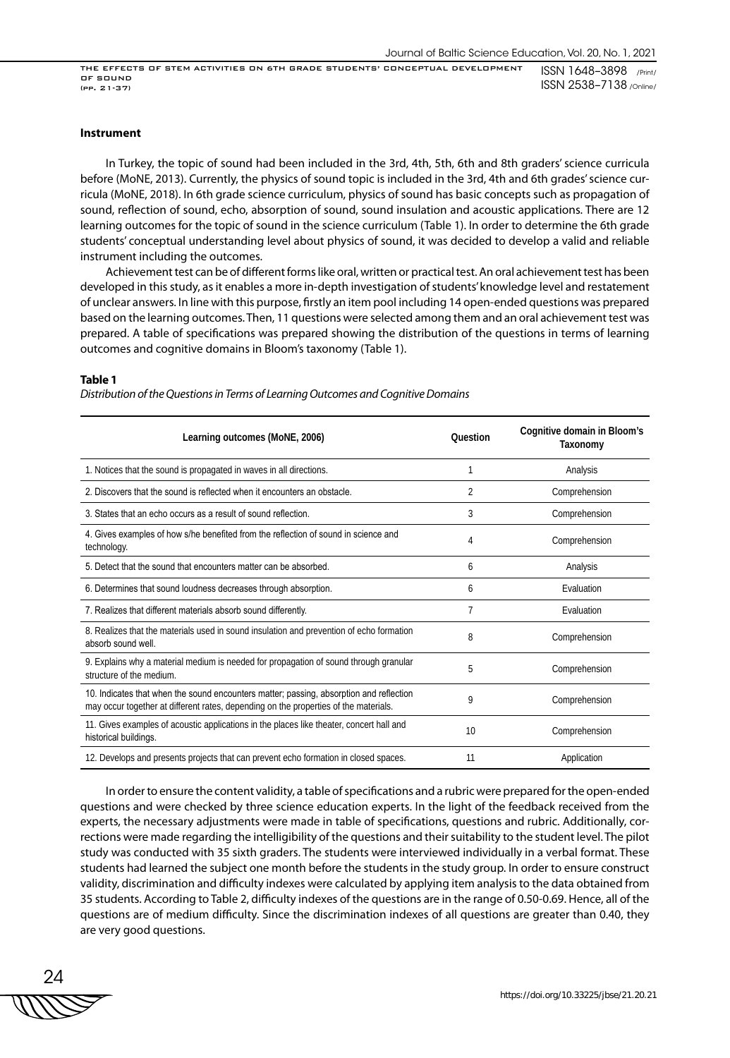### Instrument

In Turkey, the topic of sound had been included in the 3rd, 4th, 5th, 6th and 8th graders' science curricula before (MoNE, 2013). Currently, the physics of sound topic is included in the 3rd, 4th and 6th grades' science curricula (MoNE, 2018). In 6th grade science curriculum, physics of sound has basic concepts such as propagation of sound, reflection of sound, echo, absorption of sound, sound insulation and acoustic applications. There are 12 learning outcomes for the topic of sound in the science curriculum (Table 1). In order to determine the 6th grade students' conceptual understanding level about physics of sound, it was decided to develop a valid and reliable instrument including the outcomes.

Achievement test can be of different forms like oral, written or practical test. An oral achievement test has been developed in this study, as it enables a more in-depth investigation of students' knowledge level and restatement of unclear answers. In line with this purpose, firstly an item pool including 14 open-ended questions was prepared based on the learning outcomes. Then, 11 questions were selected among them and an oral achievement test was prepared. A table of specifications was prepared showing the distribution of the questions in terms of learning outcomes and cognitive domains in Bloom's taxonomy (Table 1).

**Table 1**

*Distribution of the Questions in Terms of Learning Outcomes and Cognitive Domains*

| Learning outcomes (MoNE, 2006) | Question | Cognitive domain in Bloom's Taxonomy |
|---|---|---|
| 1. Notices that the sound is propagated in waves in all directions. | 1 | Analysis |
| 2. Discovers that the sound is reflected when it encounters an obstacle. | 2 | Comprehension |
| 3. States that an echo occurs as a result of sound reflection. | 3 | Comprehension |
| 4. Gives examples of how s/he benefited from the reflection of sound in science and technology. | 4 | Comprehension |
| 5. Detect that the sound that encounters matter can be absorbed. | 6 | Analysis |
| 6. Determines that sound loudness decreases through absorption. | 6 | Evaluation |
| 7. Realizes that different materials absorb sound differently. | 7 | Evaluation |
| 8. Realizes that the materials used in sound insulation and prevention of echo formation absorb sound well. | 8 | Comprehension |
| 9. Explains why a material medium is needed for propagation of sound through granular structure of the medium. | 5 | Comprehension |
| 10. Indicates that when the sound encounters matter; passing, absorption and reflection may occur together at different rates, depending on the properties of the materials. | 9 | Comprehension |
| 11. Gives examples of acoustic applications in the places like theater, concert hall and historical buildings. | 10 | Comprehension |
| 12. Develops and presents projects that can prevent echo formation in closed spaces. | 11 | Application |

In order to ensure the content validity, a table of specifications and a rubric were prepared for the open-ended questions and were checked by three science education experts. In the light of the feedback received from the experts, the necessary adjustments were made in table of specifications, questions and rubric. Additionally, corrections were made regarding the intelligibility of the questions and their suitability to the student level. The pilot study was conducted with 35 sixth graders. The students were interviewed individually in a verbal format. These students had learned the subject one month before the students in the study group. In order to ensure construct validity, discrimination and difficulty indexes were calculated by applying item analysis to the data obtained from 35 students. According to Table 2, difficulty indexes of the questions are in the range of 0.50-0.69. Hence, all of the questions are of medium difficulty. Since the discrimination indexes of all questions are greater than 0.40, they are very good questions.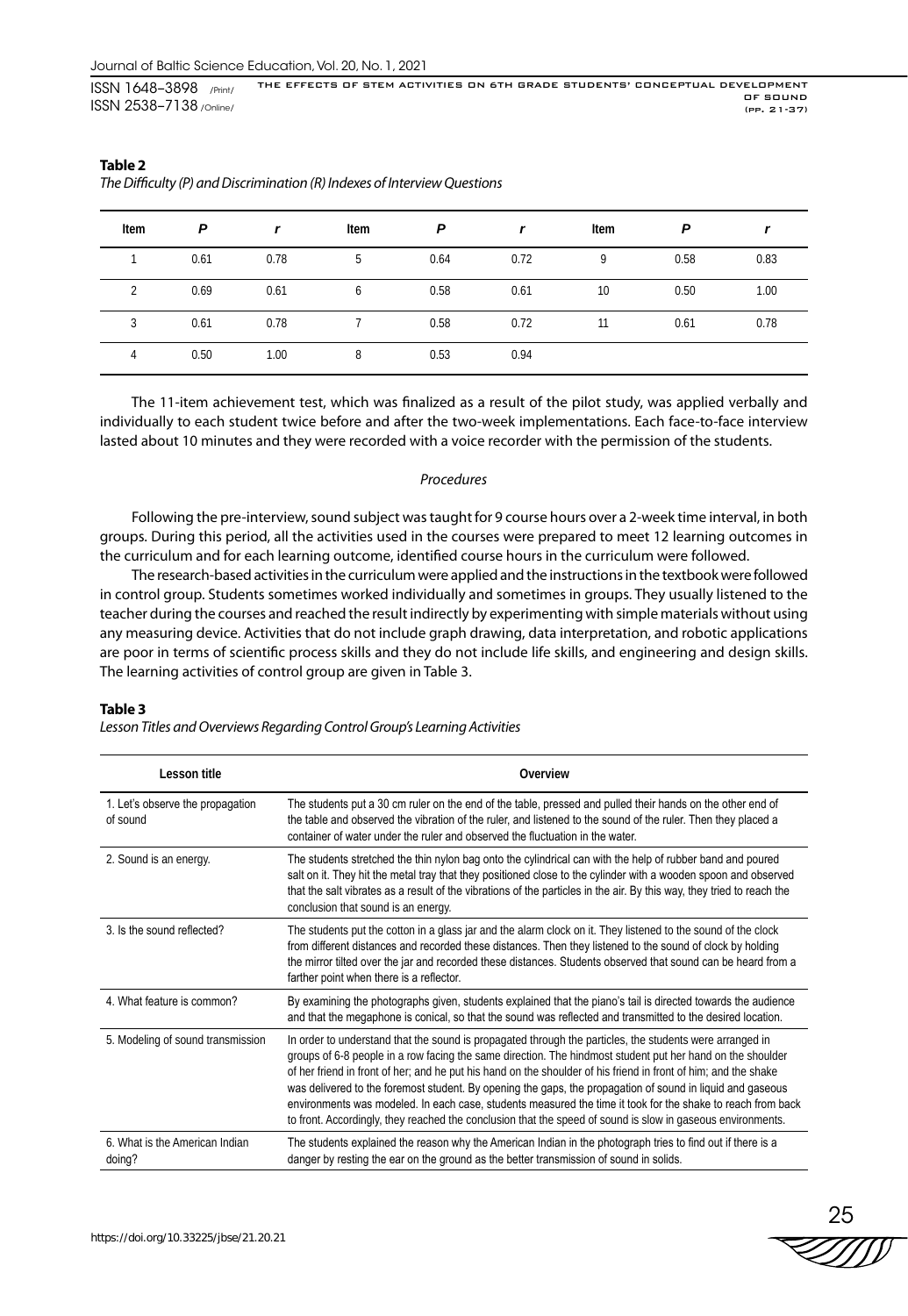**Table 2**

*The Difficulty (P) and Discrimination (R) Indexes of Interview Questions*

| Item | *P* | *r* | Item | *P* | *r* | Item | *P* | *r* |
|---|---|---|---|---|---|---|---|---|
| 1 | 0.61 | 0.78 | 5 | 0.64 | 0.72 | 9 | 0.58 | 0.83 |
| 2 | 0.69 | 0.61 | 6 | 0.58 | 0.61 | 10 | 0.50 | 1.00 |
| 3 | 0.61 | 0.78 | 7 | 0.58 | 0.72 | 11 | 0.61 | 0.78 |
| 4 | 0.50 | 1.00 | 8 | 0.53 | 0.94 | | | |

The 11-item achievement test, which was finalized as a result of the pilot study, was applied verbally and individually to each student twice before and after the two-week implementations. Each face-to-face interview lasted about 10 minutes and they were recorded with a voice recorder with the permission of the students.

### *Procedures*

Following the pre-interview, sound subject was taught for 9 course hours over a 2-week time interval, in both groups. During this period, all the activities used in the courses were prepared to meet 12 learning outcomes in the curriculum and for each learning outcome, identified course hours in the curriculum were followed.

The research-based activities in the curriculum were applied and the instructions in the textbook were followed in control group. Students sometimes worked individually and sometimes in groups. They usually listened to the teacher during the courses and reached the result indirectly by experimenting with simple materials without using any measuring device. Activities that do not include graph drawing, data interpretation, and robotic applications are poor in terms of scientific process skills and they do not include life skills, and engineering and design skills. The learning activities of control group are given in Table 3.

**Table 3**

*Lesson Titles and Overviews Regarding Control Group's Learning Activities*

| Lesson title | Overview |
|---|---|
| 1. Let's observe the propagation of sound | The students put a 30 cm ruler on the end of the table, pressed and pulled their hands on the other end of the table and observed the vibration of the ruler, and listened to the sound of the ruler. Then they placed a container of water under the ruler and observed the fluctuation in the water. |
| 2. Sound is an energy. | The students stretched the thin nylon bag onto the cylindrical can with the help of rubber band and poured salt on it. They hit the metal tray that they positioned close to the cylinder with a wooden spoon and observed that the salt vibrates as a result of the vibrations of the particles in the air. By this way, they tried to reach the conclusion that sound is an energy. |
| 3. Is the sound reflected? | The students put the cotton in a glass jar and the alarm clock on it. They listened to the sound of the clock from different distances and recorded these distances. Then they listened to the sound of clock by holding the mirror tilted over the jar and recorded these distances. Students observed that sound can be heard from a farther point when there is a reflector. |
| 4. What feature is common? | By examining the photographs given, students explained that the piano's tail is directed towards the audience and that the megaphone is conical, so that the sound was reflected and transmitted to the desired location. |
| 5. Modeling of sound transmission | In order to understand that the sound is propagated through the particles, the students were arranged in groups of 6-8 people in a row facing the same direction. The hindmost student put her hand on the shoulder of her friend in front of her; and he put his hand on the shoulder of his friend in front of him; and the shake was delivered to the foremost student. By opening the gaps, the propagation of sound in liquid and gaseous environments was modeled. In each case, students measured the time it took for the shake to reach from back to front. Accordingly, they reached the conclusion that the speed of sound is slow in gaseous environments. |
| 6. What is the American Indian doing? | The students explained the reason why the American Indian in the photograph tries to find out if there is a danger by resting the ear on the ground as the better transmission of sound in solids. |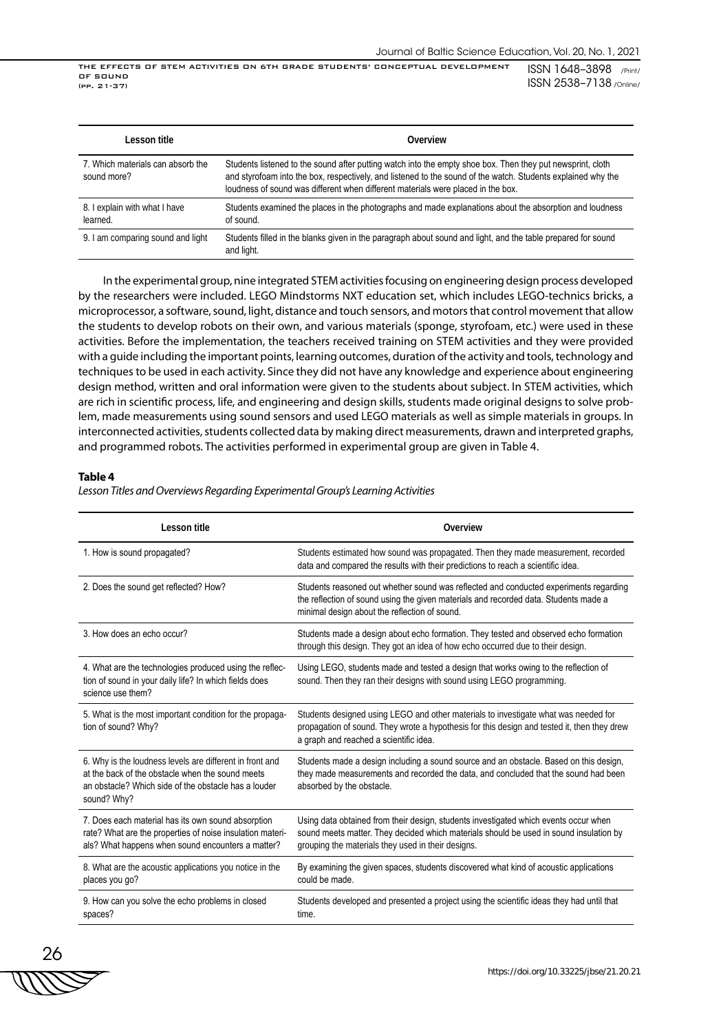| Lesson title | Overview |
|---|---|
| 7. Which materials can absorb the sound more? | Students listened to the sound after putting watch into the empty shoe box. Then they put newsprint, cloth and styrofoam into the box, respectively, and listened to the sound of the watch. Students explained why the loudness of sound was different when different materials were placed in the box. |
| 8. I explain with what I have learned. | Students examined the places in the photographs and made explanations about the absorption and loudness of sound. |
| 9. I am comparing sound and light | Students filled in the blanks given in the paragraph about sound and light, and the table prepared for sound and light. |

In the experimental group, nine integrated STEM activities focusing on engineering design process developed by the researchers were included. LEGO Mindstorms NXT education set, which includes LEGO-technics bricks, a microprocessor, a software, sound, light, distance and touch sensors, and motors that control movement that allow the students to develop robots on their own, and various materials (sponge, styrofoam, etc.) were used in these activities. Before the implementation, the teachers received training on STEM activities and they were provided with a guide including the important points, learning outcomes, duration of the activity and tools, technology and techniques to be used in each activity. Since they did not have any knowledge and experience about engineering design method, written and oral information were given to the students about subject. In STEM activities, which are rich in scientific process, life, and engineering and design skills, students made original designs to solve problem, made measurements using sound sensors and used LEGO materials as well as simple materials in groups. In interconnected activities, students collected data by making direct measurements, drawn and interpreted graphs, and programmed robots. The activities performed in experimental group are given in Table 4.

**Table 4**

*Lesson Titles and Overviews Regarding Experimental Group's Learning Activities*

| Lesson title | Overview |
|---|---|
| 1. How is sound propagated? | Students estimated how sound was propagated. Then they made measurement, recorded data and compared the results with their predictions to reach a scientific idea. |
| 2. Does the sound get reflected? How? | Students reasoned out whether sound was reflected and conducted experiments regarding the reflection of sound using the given materials and recorded data. Students made a minimal design about the reflection of sound. |
| 3. How does an echo occur? | Students made a design about echo formation. They tested and observed echo formation through this design. They got an idea of how echo occurred due to their design. |
| 4. What are the technologies produced using the reflection of sound in your daily life? In which fields does science use them? | Using LEGO, students made and tested a design that works owing to the reflection of sound. Then they ran their designs with sound using LEGO programming. |
| 5. What is the most important condition for the propagation of sound? Why? | Students designed using LEGO and other materials to investigate what was needed for propagation of sound. They wrote a hypothesis for this design and tested it, then they drew a graph and reached a scientific idea. |
| 6. Why is the loudness levels are different in front and at the back of the obstacle when the sound meets an obstacle? Which side of the obstacle has a louder sound? Why? | Students made a design including a sound source and an obstacle. Based on this design, they made measurements and recorded the data, and concluded that the sound had been absorbed by the obstacle. |
| 7. Does each material has its own sound absorption rate? What are the properties of noise insulation materials? What happens when sound encounters a matter? | Using data obtained from their design, students investigated which events occur when sound meets matter. They decided which materials should be used in sound insulation by grouping the materials they used in their designs. |
| 8. What are the acoustic applications you notice in the places you go? | By examining the given spaces, students discovered what kind of acoustic applications could be made. |
| 9. How can you solve the echo problems in closed spaces? | Students developed and presented a project using the scientific ideas they had until that time. |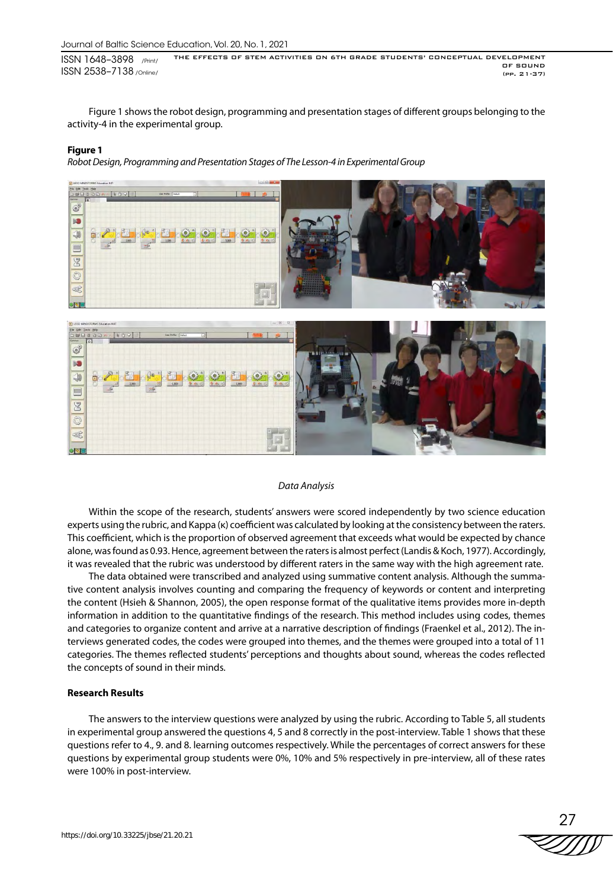Figure 1 shows the robot design, programming and presentation stages of different groups belonging to the activity-4 in the experimental group.

**Figure 1**

*Robot Design, Programming and Presentation Stages of The Lesson-4 in Experimental Group*

*Data Analysis*

Within the scope of the research, students' answers were scored independently by two science education experts using the rubric, and Kappa (κ) coefficient was calculated by looking at the consistency between the raters. This coefficient, which is the proportion of observed agreement that exceeds what would be expected by chance alone, was found as 0.93. Hence, agreement between the raters is almost perfect (Landis & Koch, 1977). Accordingly, it was revealed that the rubric was understood by different raters in the same way with the high agreement rate.

The data obtained were transcribed and analyzed using summative content analysis. Although the summative content analysis involves counting and comparing the frequency of keywords or content and interpreting the content (Hsieh & Shannon, 2005), the open response format of the qualitative items provides more in-depth information in addition to the quantitative findings of the research. This method includes using codes, themes and categories to organize content and arrive at a narrative description of findings (Fraenkel et al., 2012). The interviews generated codes, the codes were grouped into themes, and the themes were grouped into a total of 11 categories. The themes reflected students' perceptions and thoughts about sound, whereas the codes reflected the concepts of sound in their minds.

## Research Results

The answers to the interview questions were analyzed by using the rubric. According to Table 5, all students in experimental group answered the questions 4, 5 and 8 correctly in the post-interview. Table 1 shows that these questions refer to 4., 9. and 8. learning outcomes respectively. While the percentages of correct answers for these questions by experimental group students were 0%, 10% and 5% respectively in pre-interview, all of these rates were 100% in post-interview.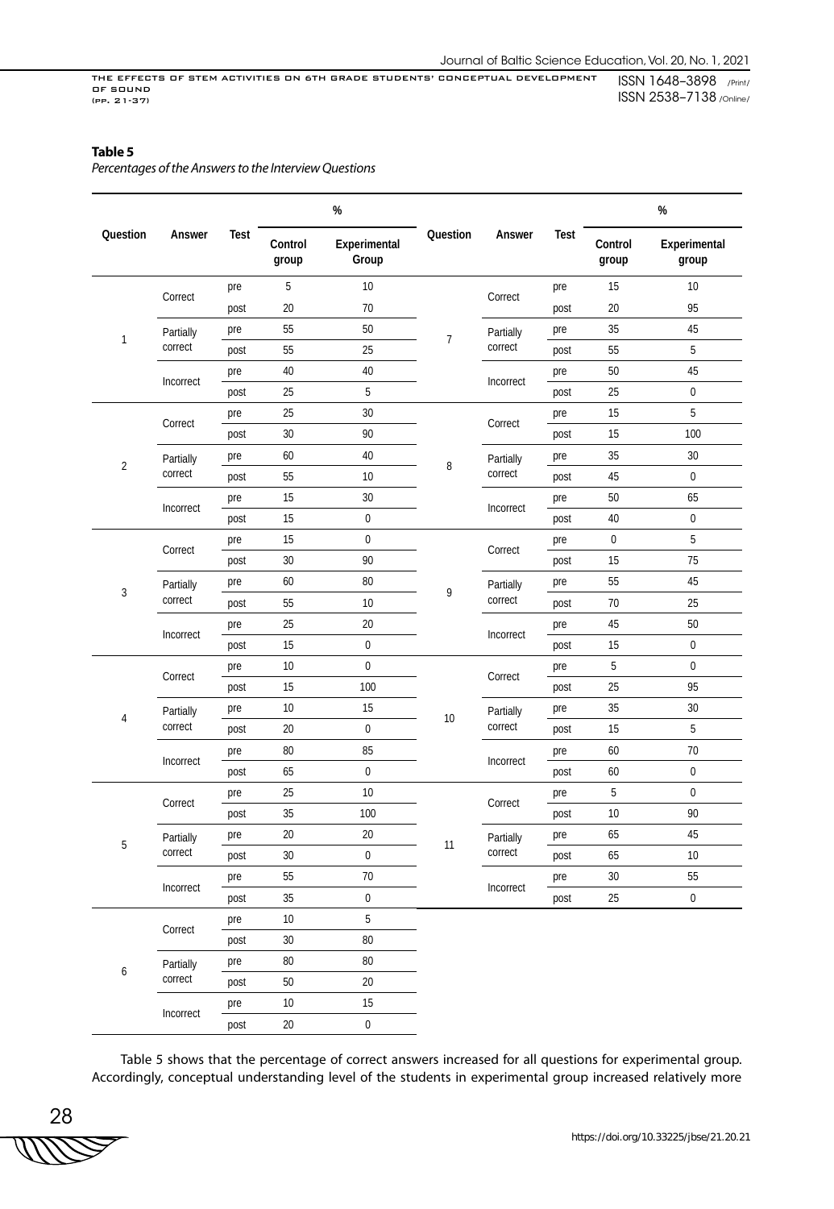**Table 5**

*Percentages of the Answers to the Interview Questions*

| Question | Answer | Test | % | | Question | Answer | Test | % | |
|---|---|---|---|---|---|---|---|---|---|
| | | | Control group | Experimental Group | | | | Control group | Experimental group |
| 1 | Correct | pre | 5 | 10 | 7 | Correct | pre | 15 | 10 |
| | | post | 20 | 70 | | | post | 20 | 95 |
| | Partially correct | pre | 55 | 50 | | Partially correct | pre | 35 | 45 |
| | | post | 55 | 25 | | | post | 55 | 5 |
| | Incorrect | pre | 40 | 40 | | Incorrect | pre | 50 | 45 |
| | | post | 25 | 5 | | | post | 25 | 0 |
| 2 | Correct | pre | 25 | 30 | 8 | Correct | pre | 15 | 5 |
| | | post | 30 | 90 | | | post | 15 | 100 |
| | Partially correct | pre | 60 | 40 | | Partially correct | pre | 35 | 30 |
| | | post | 55 | 10 | | | post | 45 | 0 |
| | Incorrect | pre | 15 | 30 | | Incorrect | pre | 50 | 65 |
| | | post | 15 | 0 | | | post | 40 | 0 |
| 3 | Correct | pre | 15 | 0 | 9 | Correct | pre | 0 | 5 |
| | | post | 30 | 90 | | | post | 15 | 75 |
| | Partially correct | pre | 60 | 80 | | Partially correct | pre | 55 | 45 |
| | | post | 55 | 10 | | | post | 70 | 25 |
| | Incorrect | pre | 25 | 20 | | Incorrect | pre | 45 | 50 |
| | | post | 15 | 0 | | | post | 15 | 0 |
| 4 | Correct | pre | 10 | 0 | 10 | Correct | pre | 5 | 0 |
| | | post | 15 | 100 | | | post | 25 | 95 |
| | Partially correct | pre | 10 | 15 | | Partially correct | pre | 35 | 30 |
| | | post | 20 | 0 | | | post | 15 | 5 |
| | Incorrect | pre | 80 | 85 | | Incorrect | pre | 60 | 70 |
| | | post | 65 | 0 | | | post | 60 | 0 |
| 5 | Correct | pre | 25 | 10 | 11 | Correct | pre | 5 | 0 |
| | | post | 35 | 100 | | | post | 10 | 90 |
| | Partially correct | pre | 20 | 20 | | Partially correct | pre | 65 | 45 |
| | | post | 30 | 0 | | | post | 65 | 10 |
| | Incorrect | pre | 55 | 70 | | Incorrect | pre | 30 | 55 |
| | | post | 35 | 0 | | | post | 25 | 0 |
| 6 | Correct | pre | 10 | 5 | | | | | |
| | | post | 30 | 80 | | | | | |
| | Partially correct | pre | 80 | 80 | | | | | |
| | | post | 50 | 20 | | | | | |
| | Incorrect | pre | 10 | 15 | | | | | |
| | | post | 20 | 0 | | | | | |

Table 5 shows that the percentage of correct answers increased for all questions for experimental group. Accordingly, conceptual understanding level of the students in experimental group increased relatively more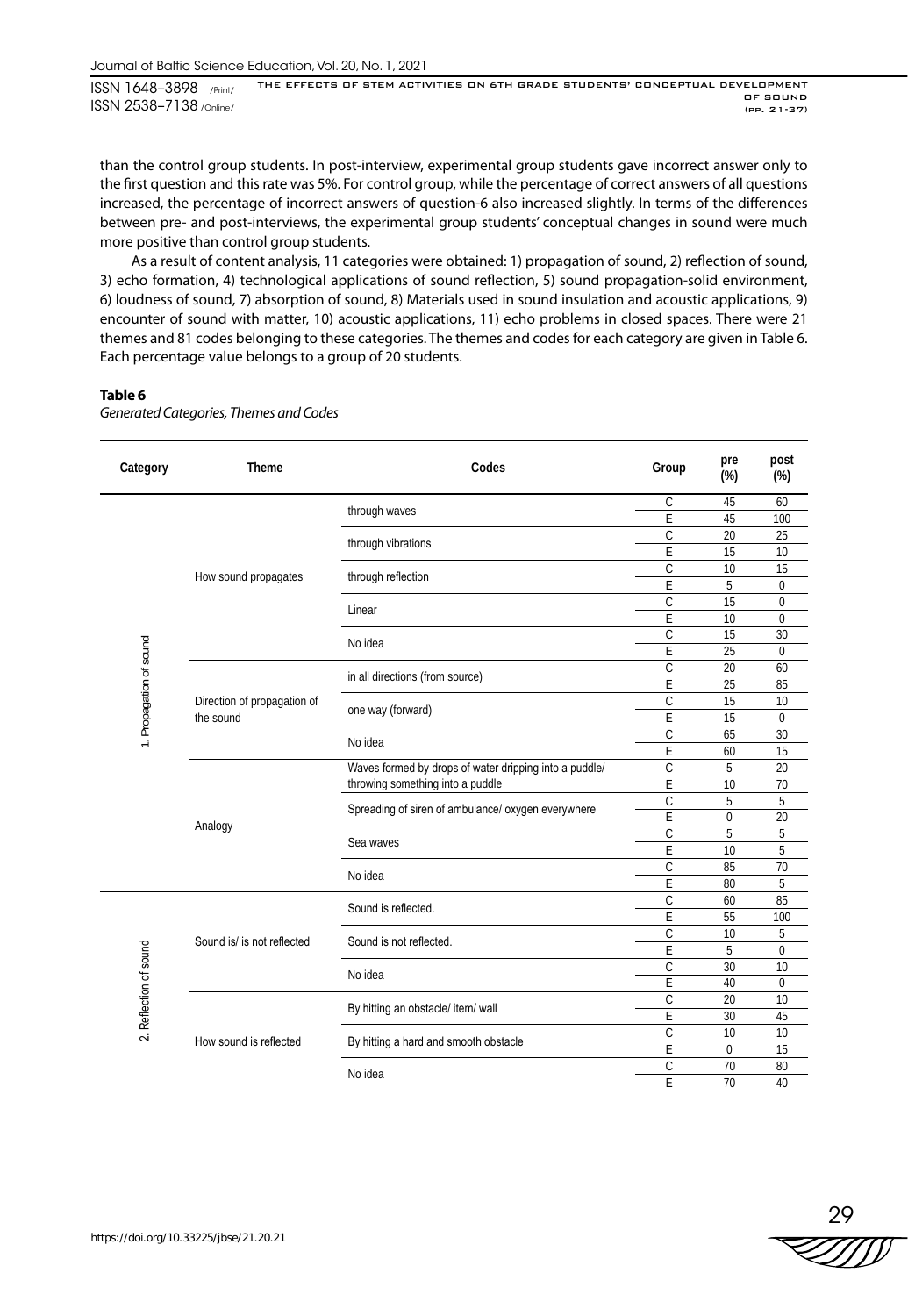than the control group students. In post-interview, experimental group students gave incorrect answer only to the first question and this rate was 5%. For control group, while the percentage of correct answers of all questions increased, the percentage of incorrect answers of question-6 also increased slightly. In terms of the differences between pre- and post-interviews, the experimental group students' conceptual changes in sound were much more positive than control group students.

As a result of content analysis, 11 categories were obtained: 1) propagation of sound, 2) reflection of sound, 3) echo formation, 4) technological applications of sound reflection, 5) sound propagation-solid environment, 6) loudness of sound, 7) absorption of sound, 8) Materials used in sound insulation and acoustic applications, 9) encounter of sound with matter, 10) acoustic applications, 11) echo problems in closed spaces. There were 21 themes and 81 codes belonging to these categories. The themes and codes for each category are given in Table 6. Each percentage value belongs to a group of 20 students.

**Table 6**

*Generated Categories, Themes and Codes*

| Category | Theme | Codes | Group | pre (%) | post (%) |
|---|---|---|---|---|---|
| 1. Propagation of sound | How sound propagates | through waves | C | 45 | 60 |
| | | | E | 45 | 100 |
| | | through vibrations | C | 20 | 25 |
| | | | E | 15 | 10 |
| | | through reflection | C | 10 | 15 |
| | | | E | 5 | 0 |
| | | Linear | C | 15 | 0 |
| | | | E | 10 | 0 |
| | | No idea | C | 15 | 30 |
| | | | E | 25 | 0 |
| | Direction of propagation of the sound | in all directions (from source) | C | 20 | 60 |
| | | | E | 25 | 85 |
| | | one way (forward) | C | 15 | 10 |
| | | | E | 15 | 0 |
| | | No idea | C | 65 | 30 |
| | | | E | 60 | 15 |
| | Analogy | Waves formed by drops of water dripping into a puddle/ throwing something into a puddle | C | 5 | 20 |
| | | | E | 10 | 70 |
| | | Spreading of siren of ambulance/ oxygen everywhere | C | 5 | 5 |
| | | | E | 0 | 20 |
| | | Sea waves | C | 5 | 5 |
| | | | E | 10 | 5 |
| | | No idea | C | 85 | 70 |
| | | | E | 80 | 5 |
| 2. Reflection of sound | Sound is/ is not reflected | Sound is reflected. | C | 60 | 85 |
| | | | E | 55 | 100 |
| | | Sound is not reflected. | C | 10 | 5 |
| | | | E | 5 | 0 |
| | | No idea | C | 30 | 10 |
| | | | E | 40 | 0 |
| | How sound is reflected | By hitting an obstacle/ item/ wall | C | 20 | 10 |
| | | | E | 30 | 45 |
| | | By hitting a hard and smooth obstacle | C | 10 | 10 |
| | | | E | 0 | 15 |
| | | No idea | C | 70 | 80 |
| | | | E | 70 | 40 |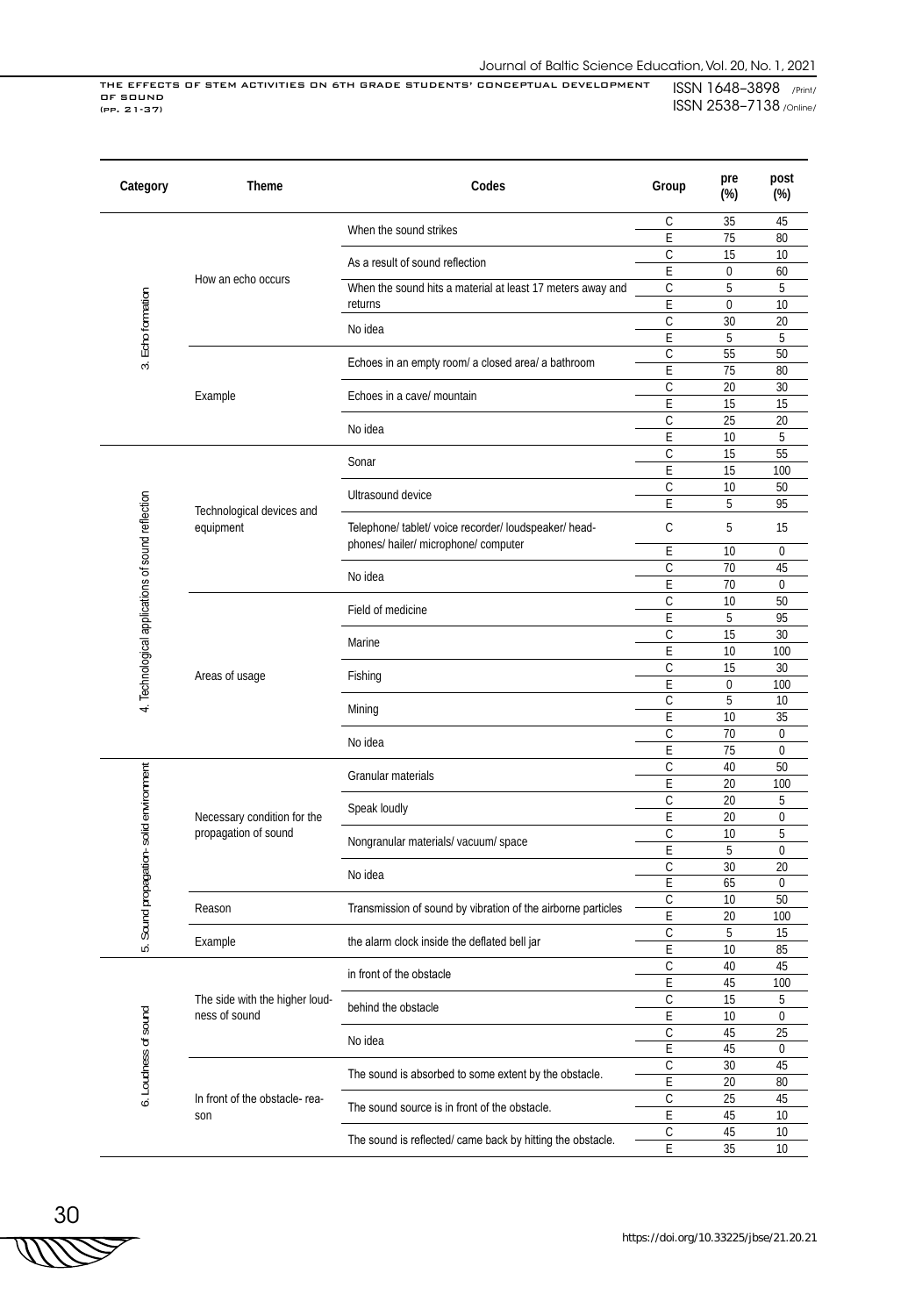| Category | Theme | Codes | Group | pre (%) | post (%) |
|---|---|---|---|---|---|
| 3. Echo formation | How an echo occurs | When the sound strikes | C | 35 | 45 |
| | | | E | 75 | 80 |
| | | As a result of sound reflection | C | 15 | 10 |
| | | | E | 0 | 60 |
| | | When the sound hits a material at least 17 meters away and returns | C | 5 | 5 |
| | | | E | 0 | 10 |
| | | No idea | C | 30 | 20 |
| | | | E | 5 | 5 |
| | Example | Echoes in an empty room/ a closed area/ a bathroom | C | 55 | 50 |
| | | | E | 75 | 80 |
| | | Echoes in a cave/ mountain | C | 20 | 30 |
| | | | E | 15 | 15 |
| | | No idea | C | 25 | 20 |
| | | | E | 10 | 5 |
| 4. Technological applications of sound reflection | Technological devices and equipment | Sonar | C | 15 | 55 |
| | | | E | 15 | 100 |
| | | Ultrasound device | C | 10 | 50 |
| | | | E | 5 | 95 |
| | | Telephone/ tablet/ voice recorder/ loudspeaker/ headphones/ hailer/ microphone/ computer | C | 5 | 15 |
| | | | E | 10 | 0 |
| | | No idea | C | 70 | 45 |
| | | | E | 70 | 0 |
| | Areas of usage | Field of medicine | C | 10 | 50 |
| | | | E | 5 | 95 |
| | | Marine | C | 15 | 30 |
| | | | E | 10 | 100 |
| | | Fishing | C | 15 | 30 |
| | | | E | 0 | 100 |
| | | Mining | C | 5 | 10 |
| | | | E | 10 | 35 |
| | | No idea | C | 70 | 0 |
| | | | E | 75 | 0 |
| 5. Sound propagation- solid environment | Necessary condition for the propagation of sound | Granular materials | C | 40 | 50 |
| | | | E | 20 | 100 |
| | | Speak loudly | C | 20 | 5 |
| | | | E | 20 | 0 |
| | | Nongranular materials/ vacuum/ space | C | 10 | 5 |
| | | | E | 5 | 0 |
| | | No idea | C | 30 | 20 |
| | | | E | 65 | 0 |
| | Reason | Transmission of sound by vibration of the airborne particles | C | 10 | 50 |
| | | | E | 20 | 100 |
| | Example | the alarm clock inside the deflated bell jar | C | 5 | 15 |
| | | | E | 10 | 85 |
| 6. Loudness of sound | The side with the higher loudness of sound | in front of the obstacle | C | 40 | 45 |
| | | | E | 45 | 100 |
| | | behind the obstacle | C | 15 | 5 |
| | | | E | 10 | 0 |
| | | No idea | C | 45 | 25 |
| | | | E | 45 | 0 |
| | In front of the obstacle- reason | The sound is absorbed to some extent by the obstacle. | C | 30 | 45 |
| | | | E | 20 | 80 |
| | | The sound source is in front of the obstacle. | C | 25 | 45 |
| | | | E | 45 | 10 |
| | | The sound is reflected/ came back by hitting the obstacle. | C | 45 | 10 |
| | | | E | 35 | 10 |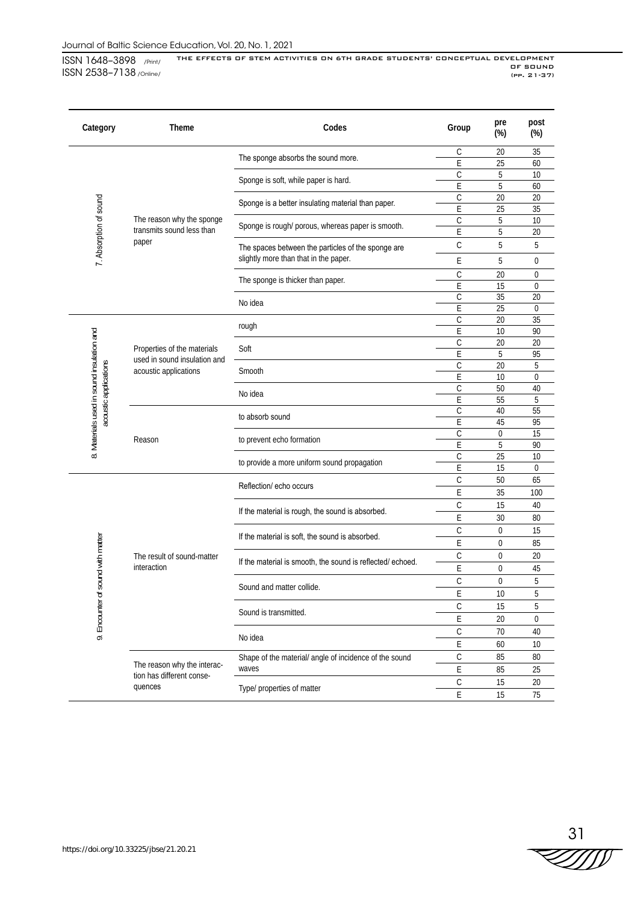| Category | Theme | Codes | Group | pre (%) | post (%) |
|---|---|---|---|---|---|
| 7. Absorption of sound | The reason why the sponge transmits sound less than paper | The sponge absorbs the sound more. | C | 20 | 35 |
| | | | E | 25 | 60 |
| | | Sponge is soft, while paper is hard. | C | 5 | 10 |
| | | | E | 5 | 60 |
| | | Sponge is a better insulating material than paper. | C | 20 | 20 |
| | | | E | 25 | 35 |
| | | Sponge is rough/ porous, whereas paper is smooth. | C | 5 | 10 |
| | | | E | 5 | 20 |
| | | The spaces between the particles of the sponge are slightly more than that in the paper. | C | 5 | 5 |
| | | | E | 5 | 0 |
| | | The sponge is thicker than paper. | C | 20 | 0 |
| | | | E | 15 | 0 |
| | | No idea | C | 35 | 20 |
| | | | E | 25 | 0 |
| 8. Materials used in sound insulation and acoustic applications | Properties of the materials used in sound insulation and acoustic applications | rough | C | 20 | 35 |
| | | | E | 10 | 90 |
| | | Soft | C | 20 | 20 |
| | | | E | 5 | 95 |
| | | Smooth | C | 20 | 5 |
| | | | E | 10 | 0 |
| | | No idea | C | 50 | 40 |
| | | | E | 55 | 5 |
| | Reason | to absorb sound | C | 40 | 55 |
| | | | E | 45 | 95 |
| | | to prevent echo formation | C | 0 | 15 |
| | | | E | 5 | 90 |
| | | to provide a more uniform sound propagation | C | 25 | 10 |
| | | | E | 15 | 0 |
| 9. Encounter of sound with matter | The result of sound-matter interaction | Reflection/ echo occurs | C | 50 | 65 |
| | | | E | 35 | 100 |
| | | If the material is rough, the sound is absorbed. | C | 15 | 40 |
| | | | E | 30 | 80 |
| | | If the material is soft, the sound is absorbed. | C | 0 | 15 |
| | | | E | 0 | 85 |
| | | If the material is smooth, the sound is reflected/ echoed. | C | 0 | 20 |
| | | | E | 0 | 45 |
| | | Sound and matter collide. | C | 0 | 5 |
| | | | E | 10 | 5 |
| | | Sound is transmitted. | C | 15 | 5 |
| | | | E | 20 | 0 |
| | | No idea | C | 70 | 40 |
| | | | E | 60 | 10 |
| | The reason why the interaction has different consequences | Shape of the material/ angle of incidence of the sound waves | C | 85 | 80 |
| | | | E | 85 | 25 |
| | | Type/ properties of matter | C | 15 | 20 |
| | | | E | 15 | 75 |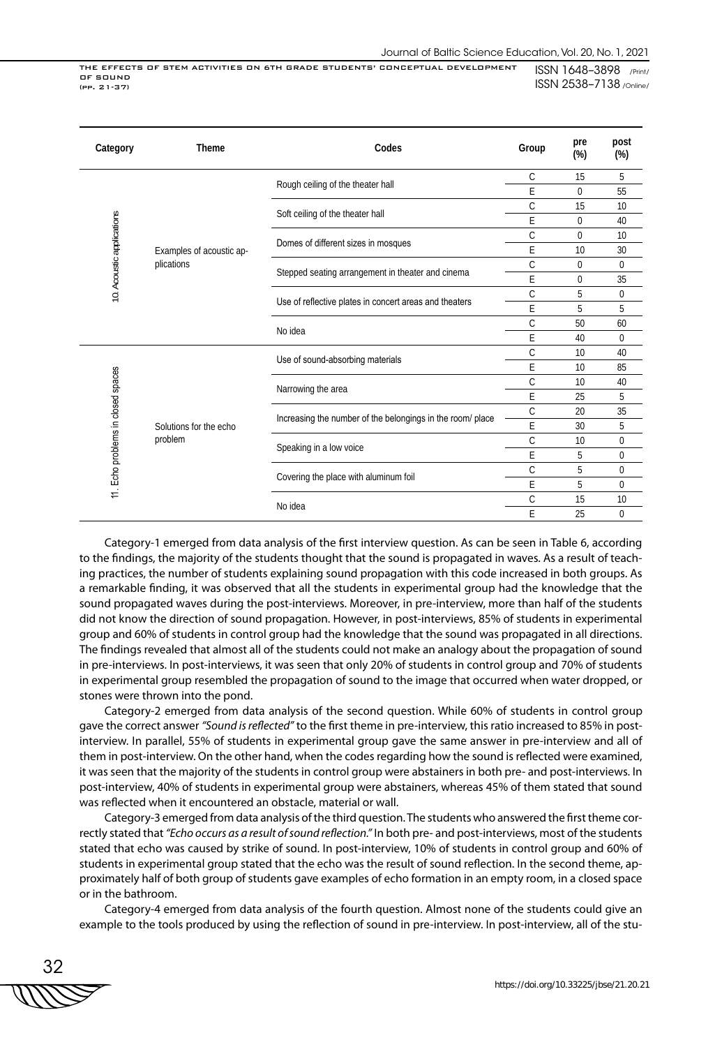| Category | Theme | Codes | Group | pre (%) | post (%) |
|---|---|---|---|---|---|
| 10. Acoustic applications | Examples of acoustic applications | Rough ceiling of the theater hall | C | 15 | 5 |
| | | | E | 0 | 55 |
| | | Soft ceiling of the theater hall | C | 15 | 10 |
| | | | E | 0 | 40 |
| | | Domes of different sizes in mosques | C | 0 | 10 |
| | | | E | 10 | 30 |
| | | Stepped seating arrangement in theater and cinema | C | 0 | 0 |
| | | | E | 0 | 35 |
| | | Use of reflective plates in concert areas and theaters | C | 5 | 0 |
| | | | E | 5 | 5 |
| | | No idea | C | 50 | 60 |
| | | | E | 40 | 0 |
| 11. Echo problems in closed spaces | Solutions for the echo problem | Use of sound-absorbing materials | C | 10 | 40 |
| | | | E | 10 | 85 |
| | | Narrowing the area | C | 10 | 40 |
| | | | E | 25 | 5 |
| | | Increasing the number of the belongings in the room/ place | C | 20 | 35 |
| | | | E | 30 | 5 |
| | | Speaking in a low voice | C | 10 | 0 |
| | | | E | 5 | 0 |
| | | Covering the place with aluminum foil | C | 5 | 0 |
| | | | E | 5 | 0 |
| | | No idea | C | 15 | 10 |
| | | | E | 25 | 0 |

Category-1 emerged from data analysis of the first interview question. As can be seen in Table 6, according to the findings, the majority of the students thought that the sound is propagated in waves. As a result of teaching practices, the number of students explaining sound propagation with this code increased in both groups. As a remarkable finding, it was observed that all the students in experimental group had the knowledge that the sound propagated waves during the post-interviews. Moreover, in pre-interview, more than half of the students did not know the direction of sound propagation. However, in post-interviews, 85% of students in experimental group and 60% of students in control group had the knowledge that the sound was propagated in all directions. The findings revealed that almost all of the students could not make an analogy about the propagation of sound in pre-interviews. In post-interviews, it was seen that only 20% of students in control group and 70% of students in experimental group resembled the propagation of sound to the image that occurred when water dropped, or stones were thrown into the pond.

Category-2 emerged from data analysis of the second question. While 60% of students in control group gave the correct answer *"Sound is reflected"* to the first theme in pre-interview, this ratio increased to 85% in post-interview. In parallel, 55% of students in experimental group gave the same answer in pre-interview and all of them in post-interview. On the other hand, when the codes regarding how the sound is reflected were examined, it was seen that the majority of the students in control group were abstainers in both pre- and post-interviews. In post-interview, 40% of students in experimental group were abstainers, whereas 45% of them stated that sound was reflected when it encountered an obstacle, material or wall.

Category-3 emerged from data analysis of the third question. The students who answered the first theme correctly stated that *"Echo occurs as a result of sound reflection."* In both pre- and post-interviews, most of the students stated that echo was caused by strike of sound. In post-interview, 10% of students in control group and 60% of students in experimental group stated that the echo was the result of sound reflection. In the second theme, approximately half of both group of students gave examples of echo formation in an empty room, in a closed space or in the bathroom.

Category-4 emerged from data analysis of the fourth question. Almost none of the students could give an example to the tools produced by using the reflection of sound in pre-interview. In post-interview, all of the stu-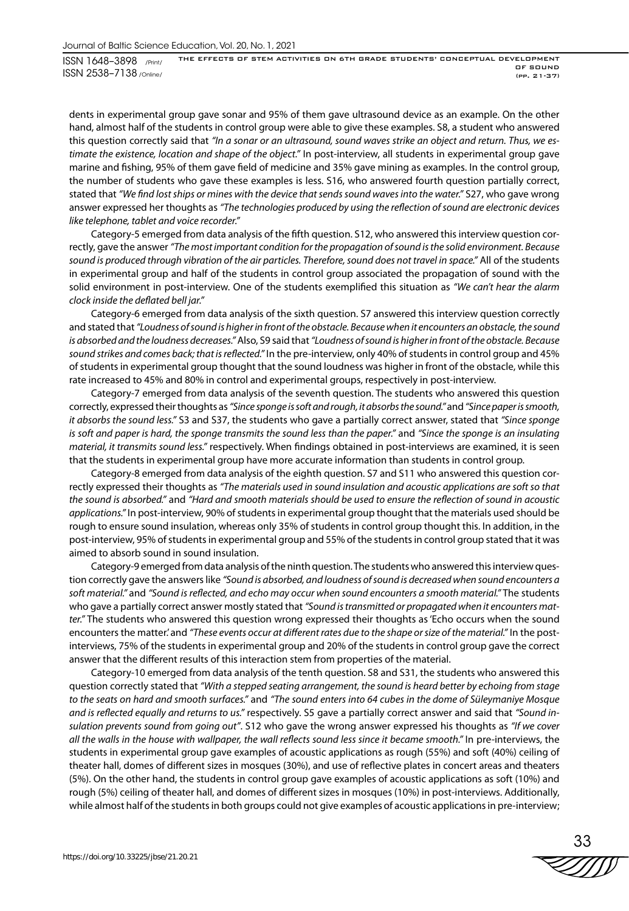dents in experimental group gave sonar and 95% of them gave ultrasound device as an example. On the other hand, almost half of the students in control group were able to give these examples. S8, a student who answered this question correctly said that *"In a sonar or an ultrasound, sound waves strike an object and return. Thus, we estimate the existence, location and shape of the object."* In post-interview, all students in experimental group gave marine and fishing, 95% of them gave field of medicine and 35% gave mining as examples. In the control group, the number of students who gave these examples is less. S16, who answered fourth question partially correct, stated that *"We find lost ships or mines with the device that sends sound waves into the water."* S27, who gave wrong answer expressed her thoughts as *"The technologies produced by using the reflection of sound are electronic devices like telephone, tablet and voice recorder."*

Category-5 emerged from data analysis of the fifth question. S12, who answered this interview question correctly, gave the answer *"The most important condition for the propagation of sound is the solid environment. Because sound is produced through vibration of the air particles. Therefore, sound does not travel in space."* All of the students in experimental group and half of the students in control group associated the propagation of sound with the solid environment in post-interview. One of the students exemplified this situation as *"We can't hear the alarm clock inside the deflated bell jar."*

Category-6 emerged from data analysis of the sixth question. S7 answered this interview question correctly and stated that *"Loudness of sound is higher in front of the obstacle. Because when it encounters an obstacle, the sound is absorbed and the loudness decreases."* Also, S9 said that *"Loudness of sound is higher in front of the obstacle. Because sound strikes and comes back; that is reflected."* In the pre-interview, only 40% of students in control group and 45% of students in experimental group thought that the sound loudness was higher in front of the obstacle, while this rate increased to 45% and 80% in control and experimental groups, respectively in post-interview.

Category-7 emerged from data analysis of the seventh question. The students who answered this question correctly, expressed their thoughts as *"Since sponge is soft and rough, it absorbs the sound."* and *"Since paper is smooth, it absorbs the sound less."* S3 and S37, the students who gave a partially correct answer, stated that *"Since sponge is soft and paper is hard, the sponge transmits the sound less than the paper."* and *"Since the sponge is an insulating material, it transmits sound less."* respectively. When findings obtained in post-interviews are examined, it is seen that the students in experimental group have more accurate information than students in control group.

Category-8 emerged from data analysis of the eighth question. S7 and S11 who answered this question correctly expressed their thoughts as *"The materials used in sound insulation and acoustic applications are soft so that the sound is absorbed."* and *"Hard and smooth materials should be used to ensure the reflection of sound in acoustic applications."* In post-interview, 90% of students in experimental group thought that the materials used should be rough to ensure sound insulation, whereas only 35% of students in control group thought this. In addition, in the post-interview, 95% of students in experimental group and 55% of the students in control group stated that it was aimed to absorb sound in sound insulation.

Category-9 emerged from data analysis of the ninth question. The students who answered this interview question correctly gave the answers like *"Sound is absorbed, and loudness of sound is decreased when sound encounters a soft material."* and *"Sound is reflected, and echo may occur when sound encounters a smooth material."* The students who gave a partially correct answer mostly stated that *"Sound is transmitted or propagated when it encounters matter."* The students who answered this question wrong expressed their thoughts as 'Echo occurs when the sound encounters the matter.' and *"These events occur at different rates due to the shape or size of the material."* In the post-interviews, 75% of the students in experimental group and 20% of the students in control group gave the correct answer that the different results of this interaction stem from properties of the material.

Category-10 emerged from data analysis of the tenth question. S8 and S31, the students who answered this question correctly stated that *"With a stepped seating arrangement, the sound is heard better by echoing from stage to the seats on hard and smooth surfaces."* and *"The sound enters into 64 cubes in the dome of Süleymaniye Mosque and is reflected equally and returns to us."* respectively. S5 gave a partially correct answer and said that *"Sound insulation prevents sound from going out"*. S12 who gave the wrong answer expressed his thoughts as *"If we cover all the walls in the house with wallpaper, the wall reflects sound less since it became smooth."* In pre-interviews, the students in experimental group gave examples of acoustic applications as rough (55%) and soft (40%) ceiling of theater hall, domes of different sizes in mosques (30%), and use of reflective plates in concert areas and theaters (5%). On the other hand, the students in control group gave examples of acoustic applications as soft (10%) and rough (5%) ceiling of theater hall, and domes of different sizes in mosques (10%) in post-interviews. Additionally, while almost half of the students in both groups could not give examples of acoustic applications in pre-interview;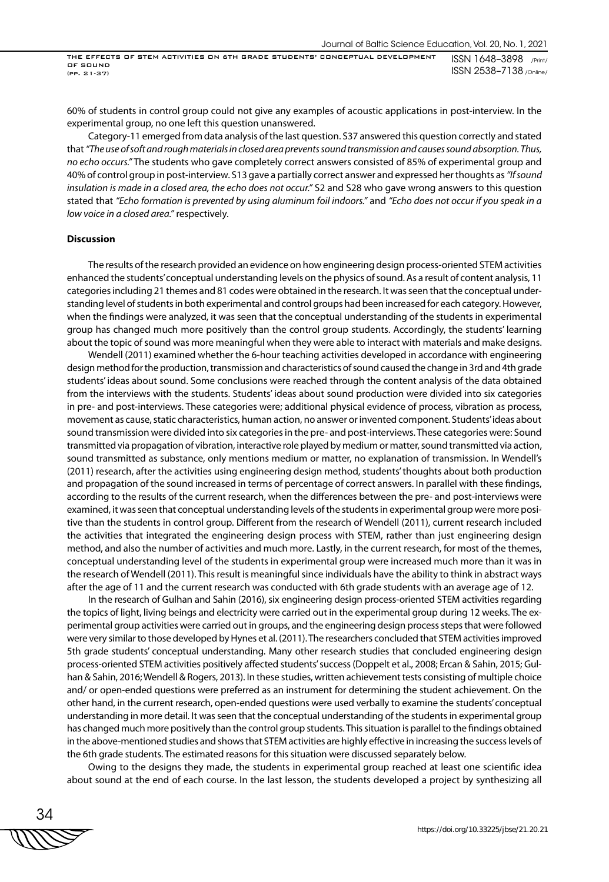60% of students in control group could not give any examples of acoustic applications in post-interview. In the experimental group, no one left this question unanswered.

Category-11 emerged from data analysis of the last question. S37 answered this question correctly and stated that *"The use of soft and rough materials in closed area prevents sound transmission and causes sound absorption. Thus, no echo occurs."* The students who gave completely correct answers consisted of 85% of experimental group and 40% of control group in post-interview. S13 gave a partially correct answer and expressed her thoughts as *"If sound insulation is made in a closed area, the echo does not occur."* S2 and S28 who gave wrong answers to this question stated that *"Echo formation is prevented by using aluminum foil indoors."* and *"Echo does not occur if you speak in a low voice in a closed area."* respectively.

**Discussion**

The results of the research provided an evidence on how engineering design process-oriented STEM activities enhanced the students' conceptual understanding levels on the physics of sound. As a result of content analysis, 11 categories including 21 themes and 81 codes were obtained in the research. It was seen that the conceptual understanding level of students in both experimental and control groups had been increased for each category. However, when the findings were analyzed, it was seen that the conceptual understanding of the students in experimental group has changed much more positively than the control group students. Accordingly, the students' learning about the topic of sound was more meaningful when they were able to interact with materials and make designs.

Wendell (2011) examined whether the 6-hour teaching activities developed in accordance with engineering design method for the production, transmission and characteristics of sound caused the change in 3rd and 4th grade students' ideas about sound. Some conclusions were reached through the content analysis of the data obtained from the interviews with the students. Students' ideas about sound production were divided into six categories in pre- and post-interviews. These categories were; additional physical evidence of process, vibration as process, movement as cause, static characteristics, human action, no answer or invented component. Students' ideas about sound transmission were divided into six categories in the pre- and post-interviews. These categories were: Sound transmitted via propagation of vibration, interactive role played by medium or matter, sound transmitted via action, sound transmitted as substance, only mentions medium or matter, no explanation of transmission. In Wendell's (2011) research, after the activities using engineering design method, students' thoughts about both production and propagation of the sound increased in terms of percentage of correct answers. In parallel with these findings, according to the results of the current research, when the differences between the pre- and post-interviews were examined, it was seen that conceptual understanding levels of the students in experimental group were more positive than the students in control group. Different from the research of Wendell (2011), current research included the activities that integrated the engineering design process with STEM, rather than just engineering design method, and also the number of activities and much more. Lastly, in the current research, for most of the themes, conceptual understanding level of the students in experimental group were increased much more than it was in the research of Wendell (2011). This result is meaningful since individuals have the ability to think in abstract ways after the age of 11 and the current research was conducted with 6th grade students with an average age of 12.

In the research of Gulhan and Sahin (2016), six engineering design process-oriented STEM activities regarding the topics of light, living beings and electricity were carried out in the experimental group during 12 weeks. The experimental group activities were carried out in groups, and the engineering design process steps that were followed were very similar to those developed by Hynes et al. (2011). The researchers concluded that STEM activities improved 5th grade students' conceptual understanding. Many other research studies that concluded engineering design process-oriented STEM activities positively affected students' success (Doppelt et al., 2008; Ercan & Sahin, 2015; Gulhan & Sahin, 2016; Wendell & Rogers, 2013). In these studies, written achievement tests consisting of multiple choice and/ or open-ended questions were preferred as an instrument for determining the student achievement. On the other hand, in the current research, open-ended questions were used verbally to examine the students' conceptual understanding in more detail. It was seen that the conceptual understanding of the students in experimental group has changed much more positively than the control group students. This situation is parallel to the findings obtained in the above-mentioned studies and shows that STEM activities are highly effective in increasing the success levels of the 6th grade students. The estimated reasons for this situation were discussed separately below.

Owing to the designs they made, the students in experimental group reached at least one scientific idea about sound at the end of each course. In the last lesson, the students developed a project by synthesizing all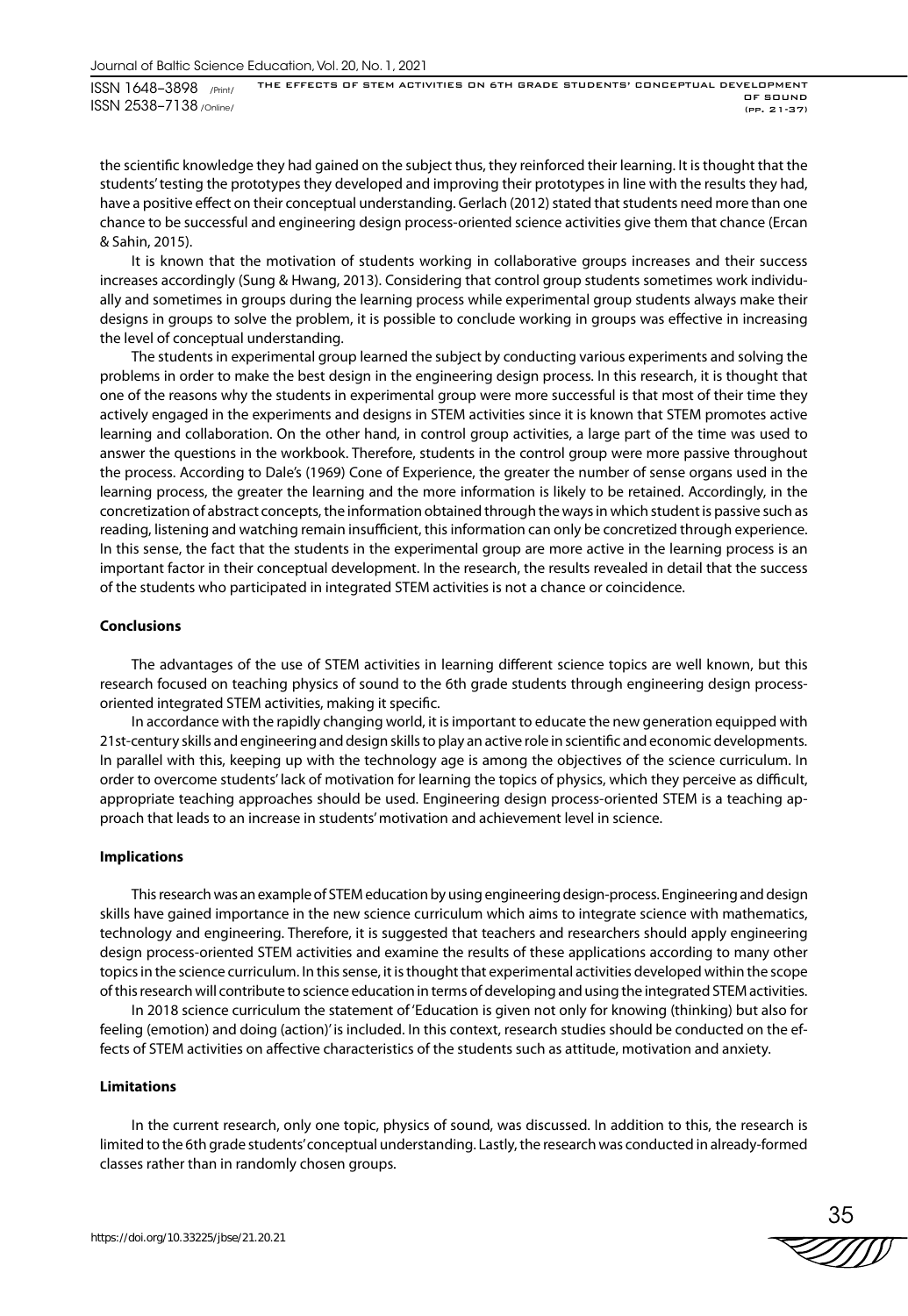the scientific knowledge they had gained on the subject thus, they reinforced their learning. It is thought that the students' testing the prototypes they developed and improving their prototypes in line with the results they had, have a positive effect on their conceptual understanding. Gerlach (2012) stated that students need more than one chance to be successful and engineering design process-oriented science activities give them that chance (Ercan & Sahin, 2015).

It is known that the motivation of students working in collaborative groups increases and their success increases accordingly (Sung & Hwang, 2013). Considering that control group students sometimes work individually and sometimes in groups during the learning process while experimental group students always make their designs in groups to solve the problem, it is possible to conclude working in groups was effective in increasing the level of conceptual understanding.

The students in experimental group learned the subject by conducting various experiments and solving the problems in order to make the best design in the engineering design process. In this research, it is thought that one of the reasons why the students in experimental group were more successful is that most of their time they actively engaged in the experiments and designs in STEM activities since it is known that STEM promotes active learning and collaboration. On the other hand, in control group activities, a large part of the time was used to answer the questions in the workbook. Therefore, students in the control group were more passive throughout the process. According to Dale's (1969) Cone of Experience, the greater the number of sense organs used in the learning process, the greater the learning and the more information is likely to be retained. Accordingly, in the concretization of abstract concepts, the information obtained through the ways in which student is passive such as reading, listening and watching remain insufficient, this information can only be concretized through experience. In this sense, the fact that the students in the experimental group are more active in the learning process is an important factor in their conceptual development. In the research, the results revealed in detail that the success of the students who participated in integrated STEM activities is not a chance or coincidence.

#### Conclusions

The advantages of the use of STEM activities in learning different science topics are well known, but this research focused on teaching physics of sound to the 6th grade students through engineering design process-oriented integrated STEM activities, making it specific.

In accordance with the rapidly changing world, it is important to educate the new generation equipped with 21st-century skills and engineering and design skills to play an active role in scientific and economic developments. In parallel with this, keeping up with the technology age is among the objectives of the science curriculum. In order to overcome students' lack of motivation for learning the topics of physics, which they perceive as difficult, appropriate teaching approaches should be used. Engineering design process-oriented STEM is a teaching approach that leads to an increase in students' motivation and achievement level in science.

#### Implications

This research was an example of STEM education by using engineering design-process. Engineering and design skills have gained importance in the new science curriculum which aims to integrate science with mathematics, technology and engineering. Therefore, it is suggested that teachers and researchers should apply engineering design process-oriented STEM activities and examine the results of these applications according to many other topics in the science curriculum. In this sense, it is thought that experimental activities developed within the scope of this research will contribute to science education in terms of developing and using the integrated STEM activities.

In 2018 science curriculum the statement of 'Education is given not only for knowing (thinking) but also for feeling (emotion) and doing (action)' is included. In this context, research studies should be conducted on the effects of STEM activities on affective characteristics of the students such as attitude, motivation and anxiety.

#### Limitations

In the current research, only one topic, physics of sound, was discussed. In addition to this, the research is limited to the 6th grade students' conceptual understanding. Lastly, the research was conducted in already-formed classes rather than in randomly chosen groups.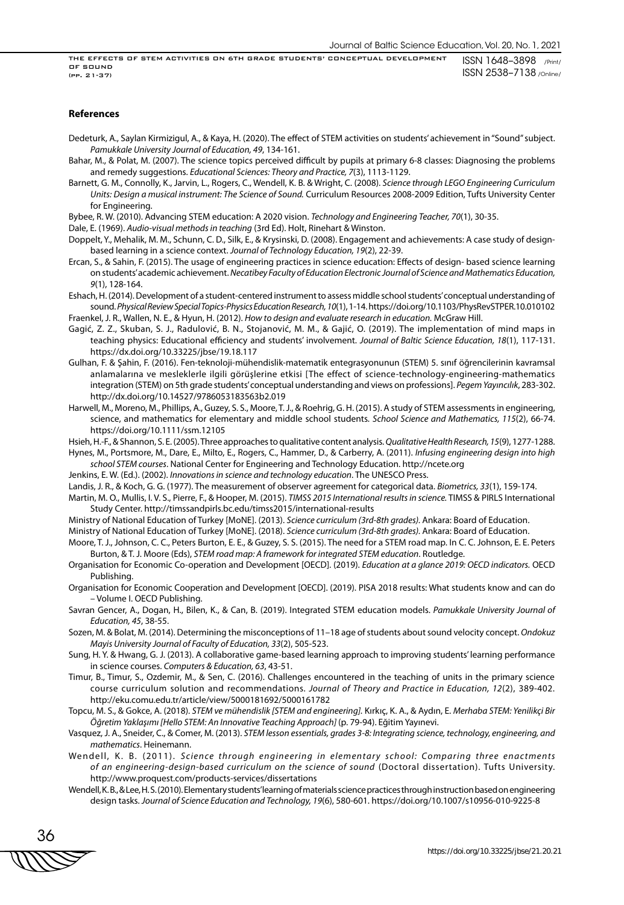## References

Dedeturk, A., Saylan Kirmizigul, A., & Kaya, H. (2020). The effect of STEM activities on students' achievement in "Sound" subject. *Pamukkale University Journal of Education, 49*, 134-161.

Bahar, M., & Polat, M. (2007). The science topics perceived difficult by pupils at primary 6-8 classes: Diagnosing the problems and remedy suggestions. *Educational Sciences: Theory and Practice, 7*(3), 1113-1129.

Barnett, G. M., Connolly, K., Jarvin, L., Rogers, C., Wendell, K. B. & Wright, C. (2008). *Science through LEGO Engineering Curriculum Units: Design a musical instrument: The Science of Sound.* Curriculum Resources 2008-2009 Edition, Tufts University Center for Engineering.

Bybee, R. W. (2010). Advancing STEM education: A 2020 vision. *Technology and Engineering Teacher, 70*(1), 30-35.

Dale, E. (1969). *Audio-visual methods in teaching* (3rd Ed). Holt, Rinehart & Winston.

Doppelt, Y., Mehalik, M. M., Schunn, C. D., Silk, E., & Krysinski, D. (2008). Engagement and achievements: A case study of design-based learning in a science context. *Journal of Technology Education, 19*(2), 22-39.

Ercan, S., & Sahin, F. (2015). The usage of engineering practices in science education: Effects of design- based science learning on students' academic achievement. *Necatibey Faculty of Education Electronic Journal of Science and Mathematics Education, 9*(1), 128-164.

Eshach, H. (2014). Development of a student-centered instrument to assess middle school students' conceptual understanding of sound. *Physical Review Special Topics-Physics Education Research, 10*(1), 1-14. https://doi.org/10.1103/PhysRevSTPER.10.010102

Fraenkel, J. R., Wallen, N. E., & Hyun, H. (2012). *How to design and evaluate research in education.* McGraw Hill.

Gagić, Z. Z., Skuban, S. J., Radulović, B. N., Stojanović, M. M., & Gajić, O. (2019). The implementation of mind maps in teaching physics: Educational efficiency and students' involvement. *Journal of Baltic Science Education, 18*(1), 117-131. https://dx.doi.org/10.33225/jbse/19.18.117

Gulhan, F. & Şahin, F. (2016). Fen-teknoloji-mühendislik-matematik entegrasyonunun (STEM) 5. sınıf öğrencilerinin kavramsal anlamalarına ve mesleklerle ilgili görüşlerine etkisi [The effect of science-technology-engineering-mathematics integration (STEM) on 5th grade students' conceptual understanding and views on professions]. *Pegem Yayıncılık*, 283-302. http://dx.doi.org/10.14527/9786053183563b2.019

Harwell, M., Moreno, M., Phillips, A., Guzey, S. S., Moore, T. J., & Roehrig, G. H. (2015). A study of STEM assessments in engineering, science, and mathematics for elementary and middle school students. *School Science and Mathematics, 115*(2), 66-74. https://doi.org/10.1111/ssm.12105

Hsieh, H.-F., & Shannon, S. E. (2005). Three approaches to qualitative content analysis. *Qualitative Health Research, 15*(9), 1277-1288.

Hynes, M., Portsmore, M., Dare, E., Milto, E., Rogers, C., Hammer, D., & Carberry, A. (2011). *Infusing engineering design into high school STEM courses*. National Center for Engineering and Technology Education. http://ncete.org

Jenkins, E. W. (Ed.). (2002). *Innovations in science and technology education*. The UNESCO Press.

Landis, J. R., & Koch, G. G. (1977). The measurement of observer agreement for categorical data. *Biometrics, 33*(1), 159-174.

Martin, M. O., Mullis, I. V. S., Pierre, F., & Hooper, M. (2015). *TIMSS 2015 International results in science.* TIMSS & PIRLS International Study Center. http://timssandpirls.bc.edu/timss2015/international-results

Ministry of National Education of Turkey [MoNE]. (2013). *Science curriculum (3rd-8th grades)*. Ankara: Board of Education.

Ministry of National Education of Turkey [MoNE]. (2018). *Science curriculum (3rd-8th grades)*. Ankara: Board of Education.

Moore, T. J., Johnson, C. C., Peters Burton, E. E., & Guzey, S. S. (2015). The need for a STEM road map. In C. C. Johnson, E. E. Peters Burton, & T. J. Moore (Eds), *STEM road map: A framework for integrated STEM education*. Routledge.

Organisation for Economic Co-operation and Development [OECD]. (2019). *Education at a glance 2019: OECD indicators.* OECD Publishing.

Organisation for Economic Cooperation and Development [OECD]. (2019). PISA 2018 results: What students know and can do – Volume I. OECD Publishing.

Savran Gencer, A., Dogan, H., Bilen, K., & Can, B. (2019). Integrated STEM education models. *Pamukkale University Journal of Education, 45*, 38-55.

Sozen, M. & Bolat, M. (2014). Determining the misconceptions of 11–18 age of students about sound velocity concept. *Ondokuz Mayis University Journal of Faculty of Education, 33*(2), 505-523.

Sung, H. Y. & Hwang, G. J. (2013). A collaborative game-based learning approach to improving students' learning performance in science courses. *Computers & Education, 63*, 43-51.

Timur, B., Timur, S., Ozdemir, M., & Sen, C. (2016). Challenges encountered in the teaching of units in the primary science course curriculum solution and recommendations. *Journal of Theory and Practice in Education, 12*(2), 389-402. http://eku.comu.edu.tr/article/view/5000181692/5000161782

Topcu, M. S., & Gokce, A. (2018). *STEM ve mühendislik [STEM and engineering].* Kırkıç, K. A., & Aydın, E. *Merhaba STEM: Yenilikçi Bir Öğretim Yaklaşımı [Hello STEM: An Innovative Teaching Approach]* (p. 79-94). Eğitim Yayınevi.

Vasquez, J. A., Sneider, C., & Comer, M. (2013). *STEM lesson essentials, grades 3-8: Integrating science, technology, engineering, and mathematics*. Heinemann.

Wendell, K. B. (2011). *Science through engineering in elementary school: Comparing three enactments of an engineering-design-based curriculum on the science of sound* (Doctoral dissertation). Tufts University. http://www.proquest.com/products-services/dissertations

Wendell, K. B., & Lee, H. S. (2010). Elementary students' learning of materials science practices through instruction based on engineering design tasks. *Journal of Science Education and Technology, 19*(6), 580-601. https://doi.org/10.1007/s10956-010-9225-8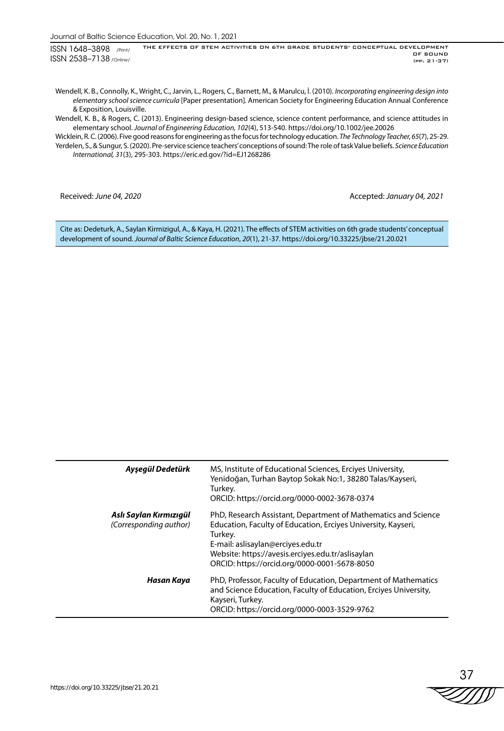Wendell, K. B., Connolly, K., Wright, C., Jarvin, L., Rogers, C., Barnett, M., & Marulcu, İ. (2010). *Incorporating engineering design into elementary school science curricula* [Paper presentation]. American Society for Engineering Education Annual Conference & Exposition, Louisville.

Wendell, K. B., & Rogers, C. (2013). Engineering design-based science, science content performance, and science attitudes in elementary school. *Journal of Engineering Education, 102*(4), 513-540. https://doi.org/10.1002/jee.20026

Wicklein, R. C. (2006). Five good reasons for engineering as the focus for technology education. *The Technology Teacher, 65*(7), 25-29.

Yerdelen, S., & Sungur, S. (2020). Pre-service science teachers' conceptions of sound: The role of task Value beliefs. *Science Education International, 31*(3), 295-303. https://eric.ed.gov/?id=EJ1268286

Received: *June 04, 2020*

Accepted: *January 04, 2021*

Cite as: Dedeturk, A., Saylan Kirmizigul, A., & Kaya, H. (2021). The effects of STEM activities on 6th grade students' conceptual development of sound. *Journal of Baltic Science Education*, *20*(1), 21-37. https://doi.org/10.33225/jbse/21.20.021

| | |
|---|---|
| ***Ayşegül Dedetürk*** | MS, Institute of Educational Sciences, Erciyes University, Yenidoğan, Turhan Baytop Sokak No:1, 38280 Talas/Kayseri, Turkey.<br>ORCID: https://orcid.org/0000-0002-3678-0374 |
| ***Aslı Saylan Kırmızıgül*** *(Corresponding author)* | PhD, Research Assistant, Department of Mathematics and Science Education, Faculty of Education, Erciyes University, Kayseri, Turkey.<br>E-mail: aslisaylan@erciyes.edu.tr<br>Website: https://avesis.erciyes.edu.tr/aslisaylan<br>ORCID: https://orcid.org/0000-0001-5678-8050 |
| ***Hasan Kaya*** | PhD, Professor, Faculty of Education, Department of Mathematics and Science Education, Faculty of Education, Erciyes University, Kayseri, Turkey.<br>ORCID: https://orcid.org/0000-0003-3529-9762 |